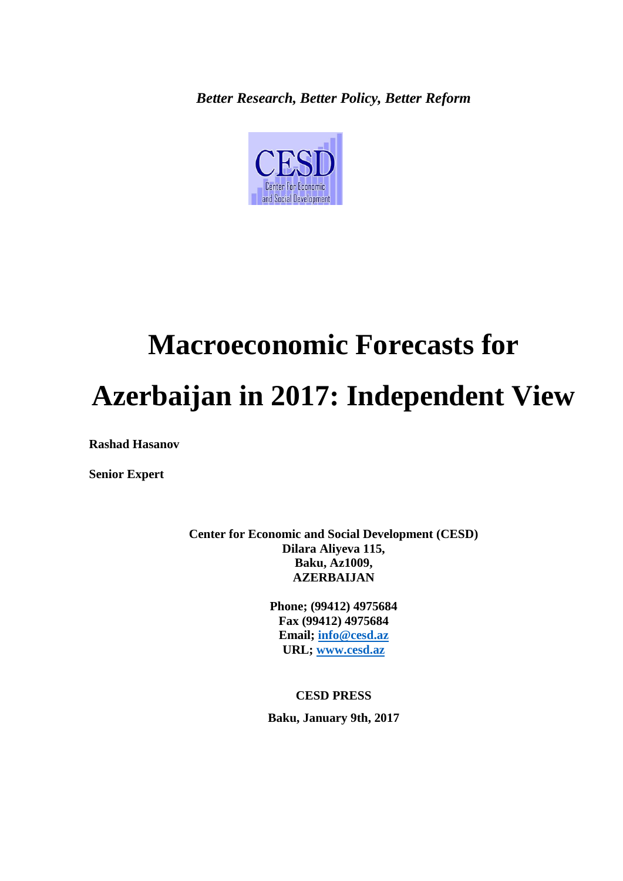*Better Research, Better Policy, Better Reform*

# Macroeconomic Forecasts for Azerbaijan in 2017: Independent View

**Rashad Hasanov**

**Senior Expert**

**Center for Economic and Social Development (CESD)**
**Dilara Aliyeva 115,**
**Baku, Az1009,**
**AZERBAIJAN**

**Phone; (99412) 4975684**
**Fax (99412) 4975684**
**Email; info@cesd.az**
**URL; www.cesd.az**

**CESD PRESS**

**Baku, January 9th, 2017**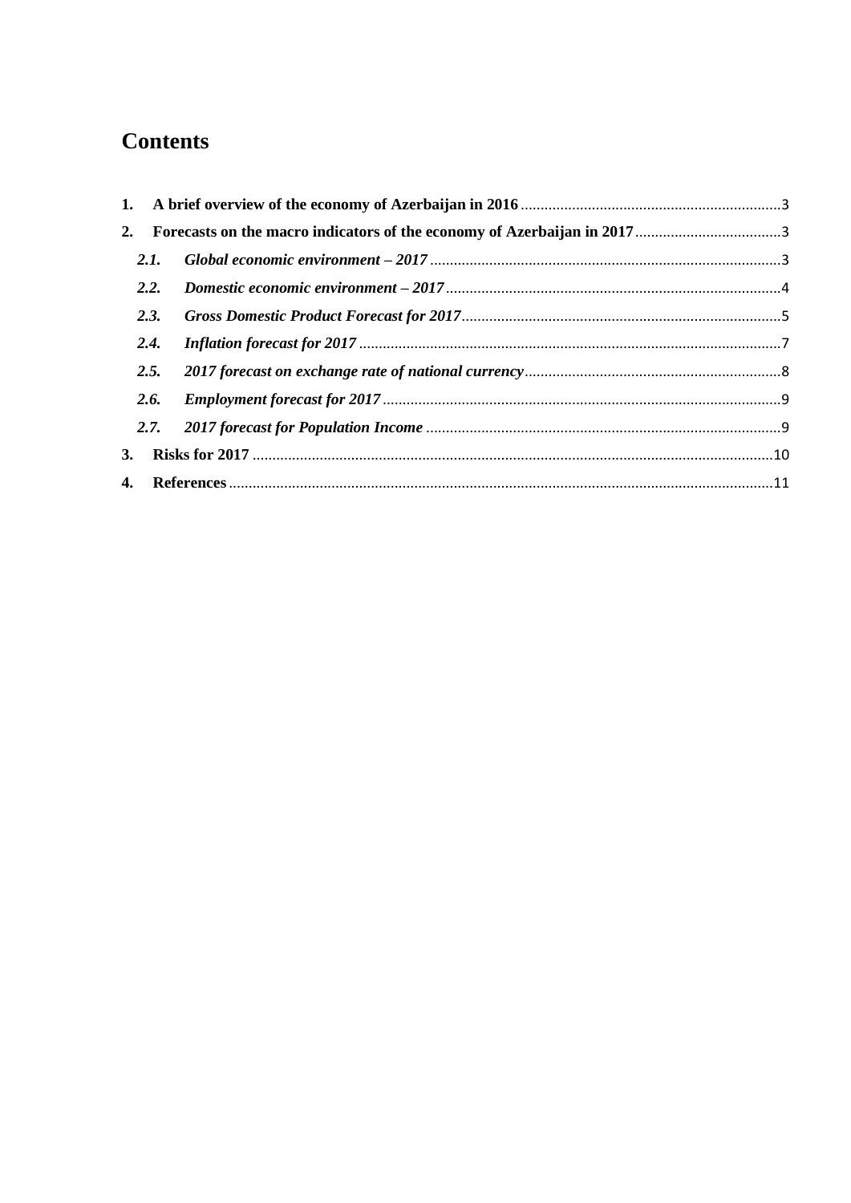# Contents

1. **A brief overview of the economy of Azerbaijan in 2016** ... 3
2. **Forecasts on the macro indicators of the economy of Azerbaijan in 2017** ... 3
   - ***2.1. Global economic environment – 2017*** ... 3
   - ***2.2. Domestic economic environment – 2017*** ... 4
   - ***2.3. Gross Domestic Product Forecast for 2017*** ... 5
   - ***2.4. Inflation forecast for 2017*** ... 7
   - ***2.5. 2017 forecast on exchange rate of national currency*** ... 8
   - ***2.6. Employment forecast for 2017*** ... 9
   - ***2.7. 2017 forecast for Population Income*** ... 9
3. **Risks for 2017** ... 10
4. **References** ... 11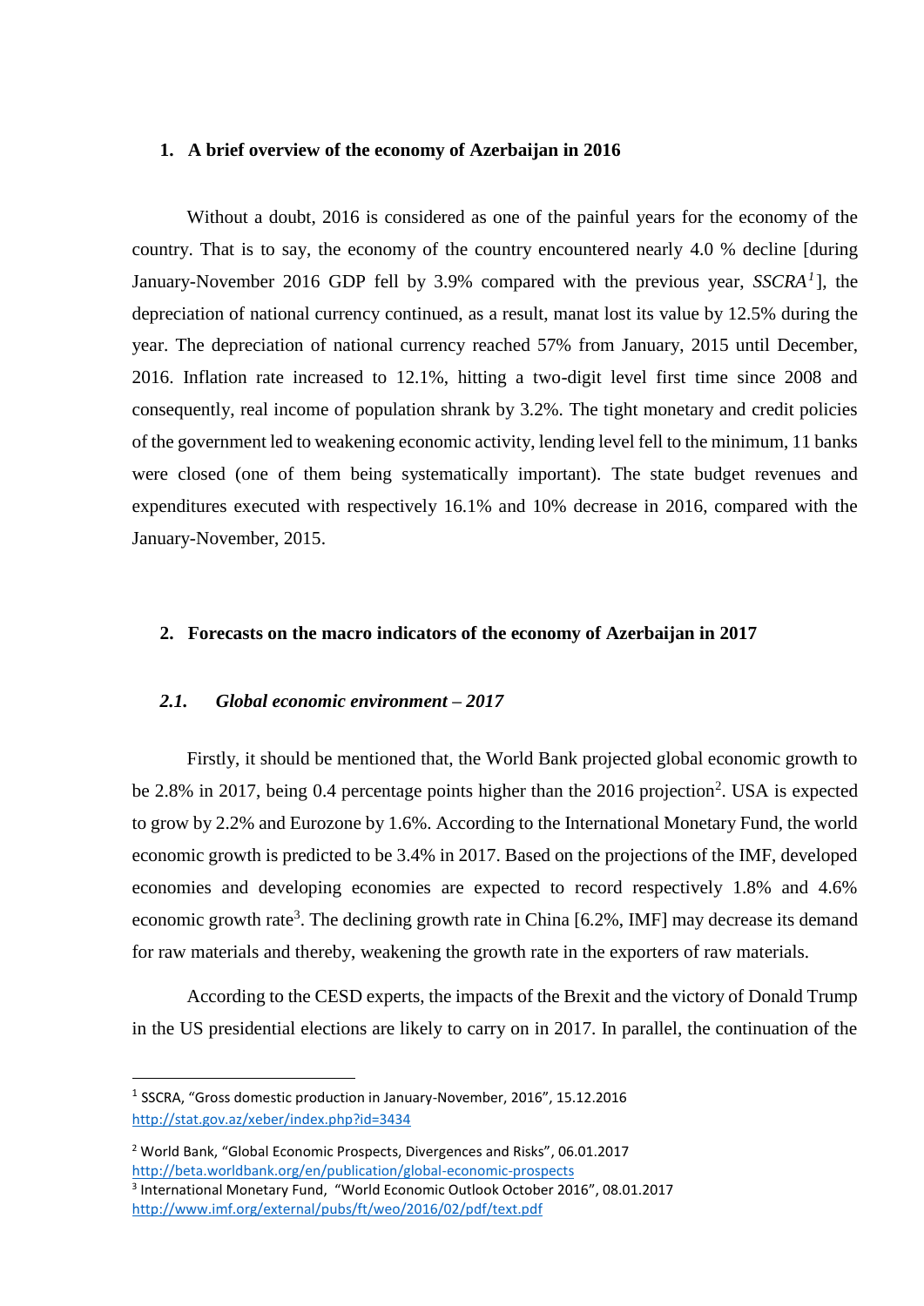## 1. A brief overview of the economy of Azerbaijan in 2016

Without a doubt, 2016 is considered as one of the painful years for the economy of the country. That is to say, the economy of the country encountered nearly 4.0 % decline [during January-November 2016 GDP fell by 3.9% compared with the previous year, *SSCRA*[1]], the depreciation of national currency continued, as a result, manat lost its value by 12.5% during the year. The depreciation of national currency reached 57% from January, 2015 until December, 2016. Inflation rate increased to 12.1%, hitting a two-digit level first time since 2008 and consequently, real income of population shrank by 3.2%. The tight monetary and credit policies of the government led to weakening economic activity, lending level fell to the minimum, 11 banks were closed (one of them being systematically important). The state budget revenues and expenditures executed with respectively 16.1% and 10% decrease in 2016, compared with the January-November, 2015.

## 2. Forecasts on the macro indicators of the economy of Azerbaijan in 2017

### *2.1. Global economic environment – 2017*

Firstly, it should be mentioned that, the World Bank projected global economic growth to be 2.8% in 2017, being 0.4 percentage points higher than the 2016 projection[2]. USA is expected to grow by 2.2% and Eurozone by 1.6%. According to the International Monetary Fund, the world economic growth is predicted to be 3.4% in 2017. Based on the projections of the IMF, developed economies and developing economies are expected to record respectively 1.8% and 4.6% economic growth rate[3]. The declining growth rate in China [6.2%, IMF] may decrease its demand for raw materials and thereby, weakening the growth rate in the exporters of raw materials.

According to the CESD experts, the impacts of the Brexit and the victory of Donald Trump in the US presidential elections are likely to carry on in 2017. In parallel, the continuation of the

---

[1] SSCRA, "Gross domestic production in January-November, 2016", 15.12.2016
http://stat.gov.az/xeber/index.php?id=3434

[2] World Bank, "Global Economic Prospects, Divergences and Risks", 06.01.2017
http://beta.worldbank.org/en/publication/global-economic-prospects

[3] International Monetary Fund, "World Economic Outlook October 2016", 08.01.2017
http://www.imf.org/external/pubs/ft/weo/2016/02/pdf/text.pdf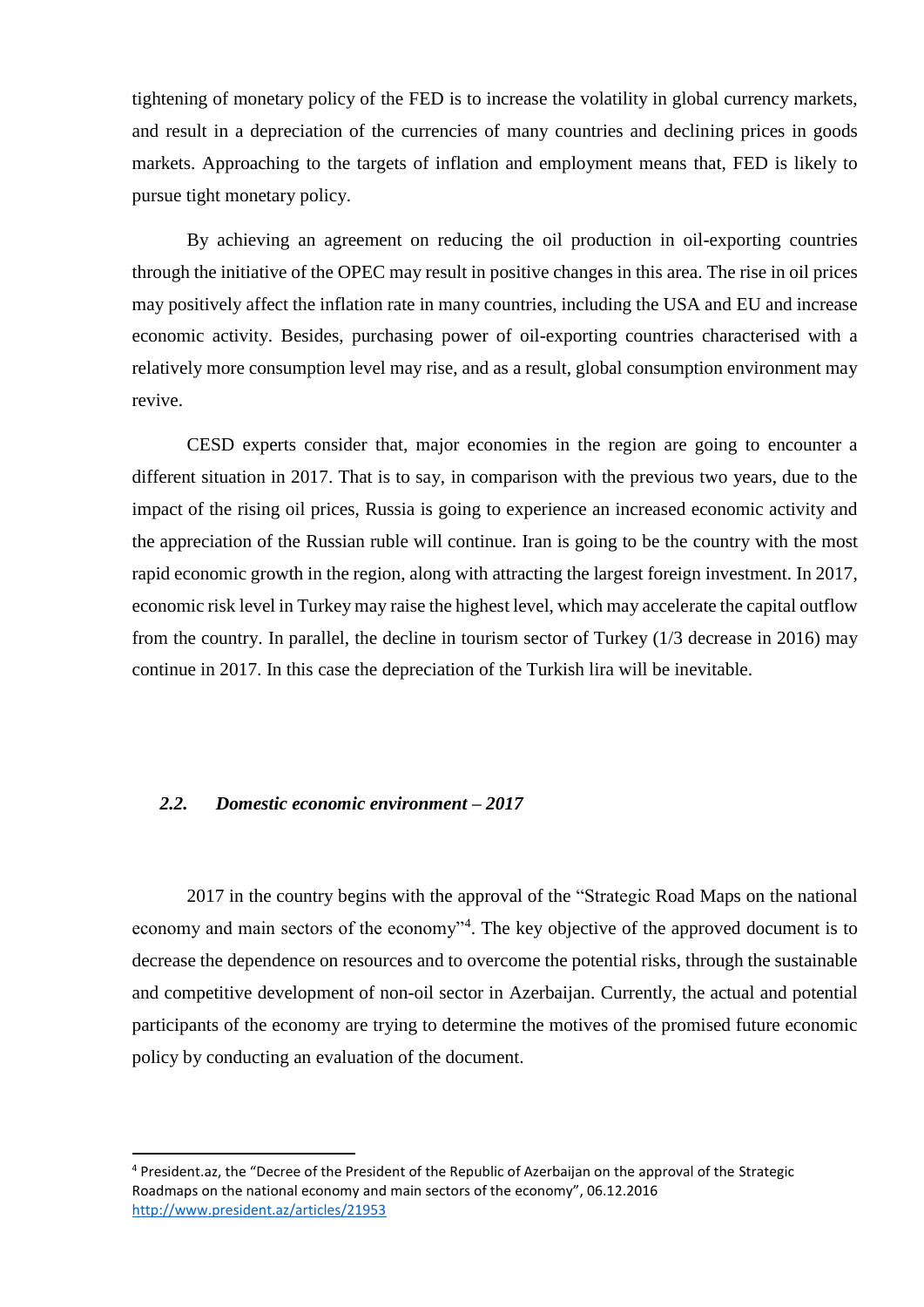tightening of monetary policy of the FED is to increase the volatility in global currency markets, and result in a depreciation of the currencies of many countries and declining prices in goods markets. Approaching to the targets of inflation and employment means that, FED is likely to pursue tight monetary policy.

By achieving an agreement on reducing the oil production in oil-exporting countries through the initiative of the OPEC may result in positive changes in this area. The rise in oil prices may positively affect the inflation rate in many countries, including the USA and EU and increase economic activity. Besides, purchasing power of oil-exporting countries characterised with a relatively more consumption level may rise, and as a result, global consumption environment may revive.

CESD experts consider that, major economies in the region are going to encounter a different situation in 2017. That is to say, in comparison with the previous two years, due to the impact of the rising oil prices, Russia is going to experience an increased economic activity and the appreciation of the Russian ruble will continue. Iran is going to be the country with the most rapid economic growth in the region, along with attracting the largest foreign investment. In 2017, economic risk level in Turkey may raise the highest level, which may accelerate the capital outflow from the country. In parallel, the decline in tourism sector of Turkey (1/3 decrease in 2016) may continue in 2017. In this case the depreciation of the Turkish lira will be inevitable.

### *2.2. Domestic economic environment – 2017*

2017 in the country begins with the approval of the "Strategic Road Maps on the national economy and main sectors of the economy"[4]. The key objective of the approved document is to decrease the dependence on resources and to overcome the potential risks, through the sustainable and competitive development of non-oil sector in Azerbaijan. Currently, the actual and potential participants of the economy are trying to determine the motives of the promised future economic policy by conducting an evaluation of the document.

---

[4] President.az, the "Decree of the President of the Republic of Azerbaijan on the approval of the Strategic Roadmaps on the national economy and main sectors of the economy", 06.12.2016 http://www.president.az/articles/21953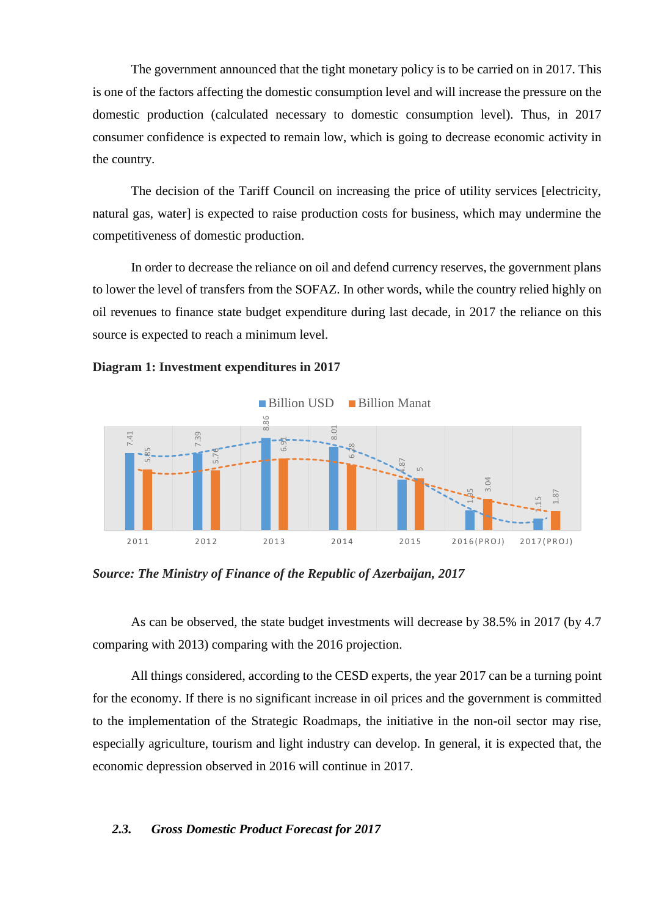The government announced that the tight monetary policy is to be carried on in 2017. This is one of the factors affecting the domestic consumption level and will increase the pressure on the domestic production (calculated necessary to domestic consumption level). Thus, in 2017 consumer confidence is expected to remain low, which is going to decrease economic activity in the country.

The decision of the Tariff Council on increasing the price of utility services [electricity, natural gas, water] is expected to raise production costs for business, which may undermine the competitiveness of domestic production.

In order to decrease the reliance on oil and defend currency reserves, the government plans to lower the level of transfers from the SOFAZ. In other words, while the country relied highly on oil revenues to finance state budget expenditure during last decade, in 2017 the reliance on this source is expected to reach a minimum level.

**Diagram 1: Investment expenditures in 2017**

| | Billion USD | Billion Manat |
|---|---|---|
| 2011 | 7.41 | 5.85 |
| 2012 | 7.39 | 5.78 |
| 2013 | 8.86 | 6.91 |
| 2014 | 8.01 | 6.28 |
| 2015 | 4.87 | 5 |
| 2016(PROJ) | 1.95 | 3.04 |
| 2017(PROJ) | 1.15 | 1.87 |

***Source: The Ministry of Finance of the Republic of Azerbaijan, 2017***

As can be observed, the state budget investments will decrease by 38.5% in 2017 (by 4.7 comparing with 2013) comparing with the 2016 projection.

All things considered, according to the CESD experts, the year 2017 can be a turning point for the economy. If there is no significant increase in oil prices and the government is committed to the implementation of the Strategic Roadmaps, the initiative in the non-oil sector may rise, especially agriculture, tourism and light industry can develop. In general, it is expected that, the economic depression observed in 2016 will continue in 2017.

### *2.3. Gross Domestic Product Forecast for 2017*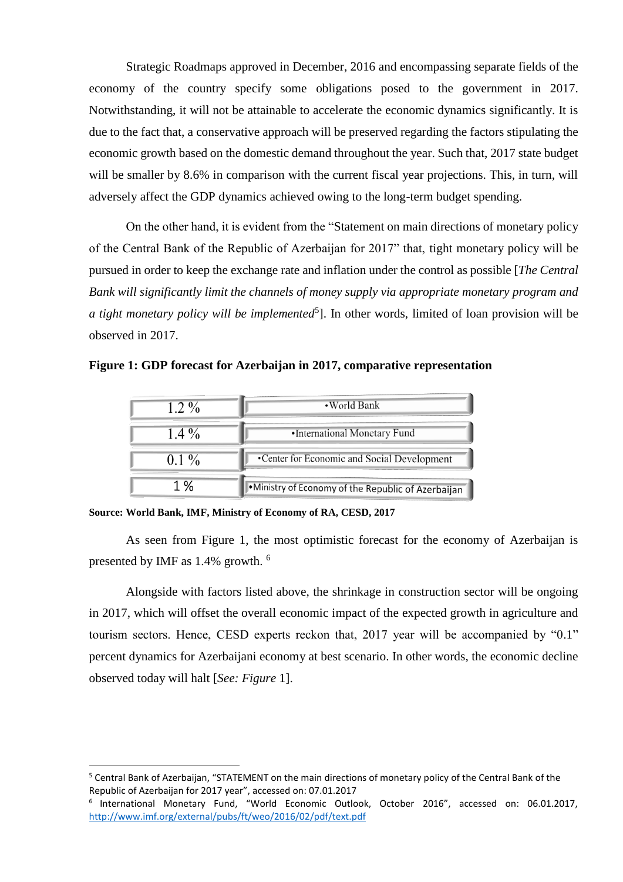Strategic Roadmaps approved in December, 2016 and encompassing separate fields of the economy of the country specify some obligations posed to the government in 2017. Notwithstanding, it will not be attainable to accelerate the economic dynamics significantly. It is due to the fact that, a conservative approach will be preserved regarding the factors stipulating the economic growth based on the domestic demand throughout the year. Such that, 2017 state budget will be smaller by 8.6% in comparison with the current fiscal year projections. This, in turn, will adversely affect the GDP dynamics achieved owing to the long-term budget spending.

On the other hand, it is evident from the "Statement on main directions of monetary policy of the Central Bank of the Republic of Azerbaijan for 2017" that, tight monetary policy will be pursued in order to keep the exchange rate and inflation under the control as possible [*The Central Bank will significantly limit the channels of money supply via appropriate monetary program and a tight monetary policy will be implemented*[5]]. In other words, limited of loan provision will be observed in 2017.

**Figure 1: GDP forecast for Azerbaijan in 2017, comparative representation**

| | |
|---|---|
| 1.2 % | •World Bank |
| 1.4 % | •International Monetary Fund |
| 0.1 % | •Center for Economic and Social Development |
| 1 % | •Ministry of Economy of the Republic of Azerbaijan |

**Source: World Bank, IMF, Ministry of Economy of RA, CESD, 2017**

As seen from Figure 1, the most optimistic forecast for the economy of Azerbaijan is presented by IMF as 1.4% growth. [6]

Alongside with factors listed above, the shrinkage in construction sector will be ongoing in 2017, which will offset the overall economic impact of the expected growth in agriculture and tourism sectors. Hence, CESD experts reckon that, 2017 year will be accompanied by "0.1" percent dynamics for Azerbaijani economy at best scenario. In other words, the economic decline observed today will halt [*See: Figure* 1].

---

[5] Central Bank of Azerbaijan, "STATEMENT on the main directions of monetary policy of the Central Bank of the Republic of Azerbaijan for 2017 year", accessed on: 07.01.2017

[6] International Monetary Fund, "World Economic Outlook, October 2016", accessed on: 06.01.2017, http://www.imf.org/external/pubs/ft/weo/2016/02/pdf/text.pdf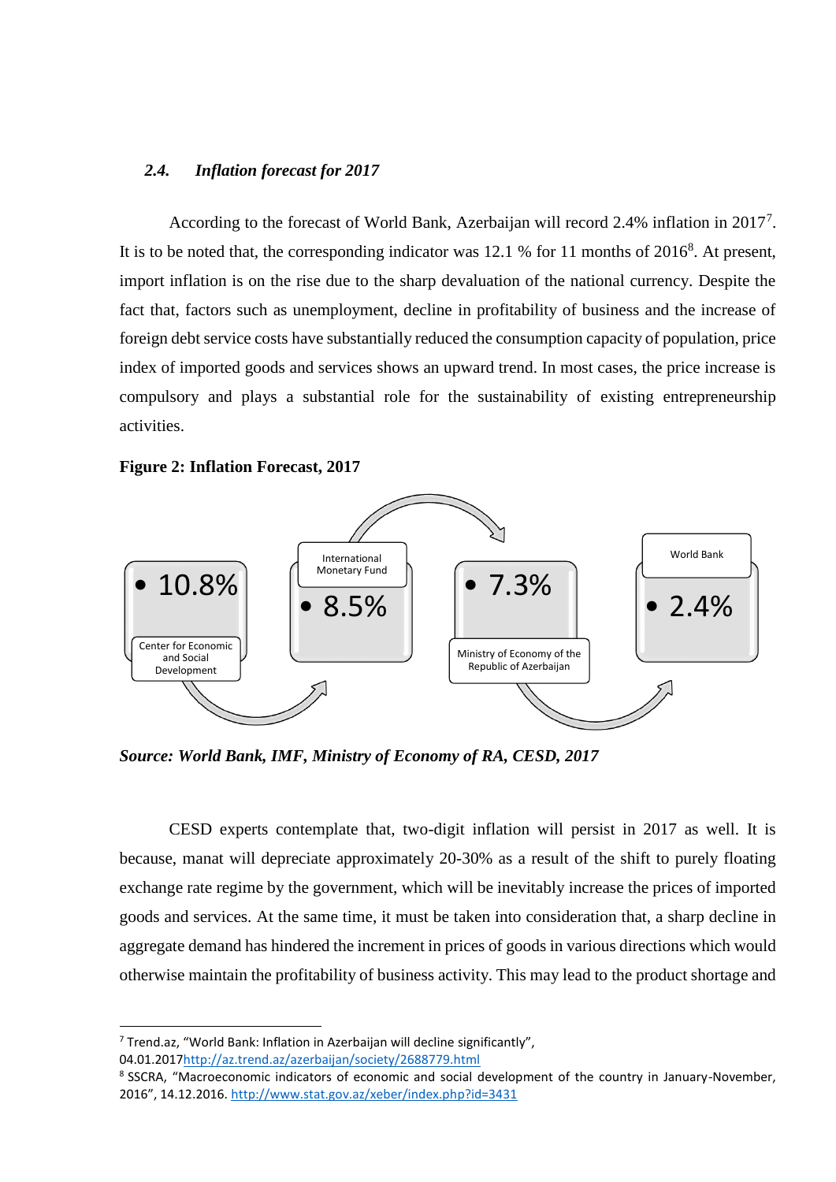### *2.4. Inflation forecast for 2017*

According to the forecast of World Bank, Azerbaijan will record 2.4% inflation in 2017[7]. It is to be noted that, the corresponding indicator was 12.1 % for 11 months of 2016[8]. At present, import inflation is on the rise due to the sharp devaluation of the national currency. Despite the fact that, factors such as unemployment, decline in profitability of business and the increase of foreign debt service costs have substantially reduced the consumption capacity of population, price index of imported goods and services shows an upward trend. In most cases, the price increase is compulsory and plays a substantial role for the sustainability of existing entrepreneurship activities.

**Figure 2: Inflation Forecast, 2017**

- Center for Economic and Social Development: 10.8%
- International Monetary Fund: 8.5%
- Ministry of Economy of the Republic of Azerbaijan: 7.3%
- World Bank: 2.4%

***Source: World Bank, IMF, Ministry of Economy of RA, CESD, 2017***

CESD experts contemplate that, two-digit inflation will persist in 2017 as well. It is because, manat will depreciate approximately 20-30% as a result of the shift to purely floating exchange rate regime by the government, which will be inevitably increase the prices of imported goods and services. At the same time, it must be taken into consideration that, a sharp decline in aggregate demand has hindered the increment in prices of goods in various directions which would otherwise maintain the profitability of business activity. This may lead to the product shortage and

---

[7] Trend.az, "World Bank: Inflation in Azerbaijan will decline significantly", 04.01.2017http://az.trend.az/azerbaijan/society/2688779.html

[8] SSCRA, "Macroeconomic indicators of economic and social development of the country in January-November, 2016", 14.12.2016. http://www.stat.gov.az/xeber/index.php?id=3431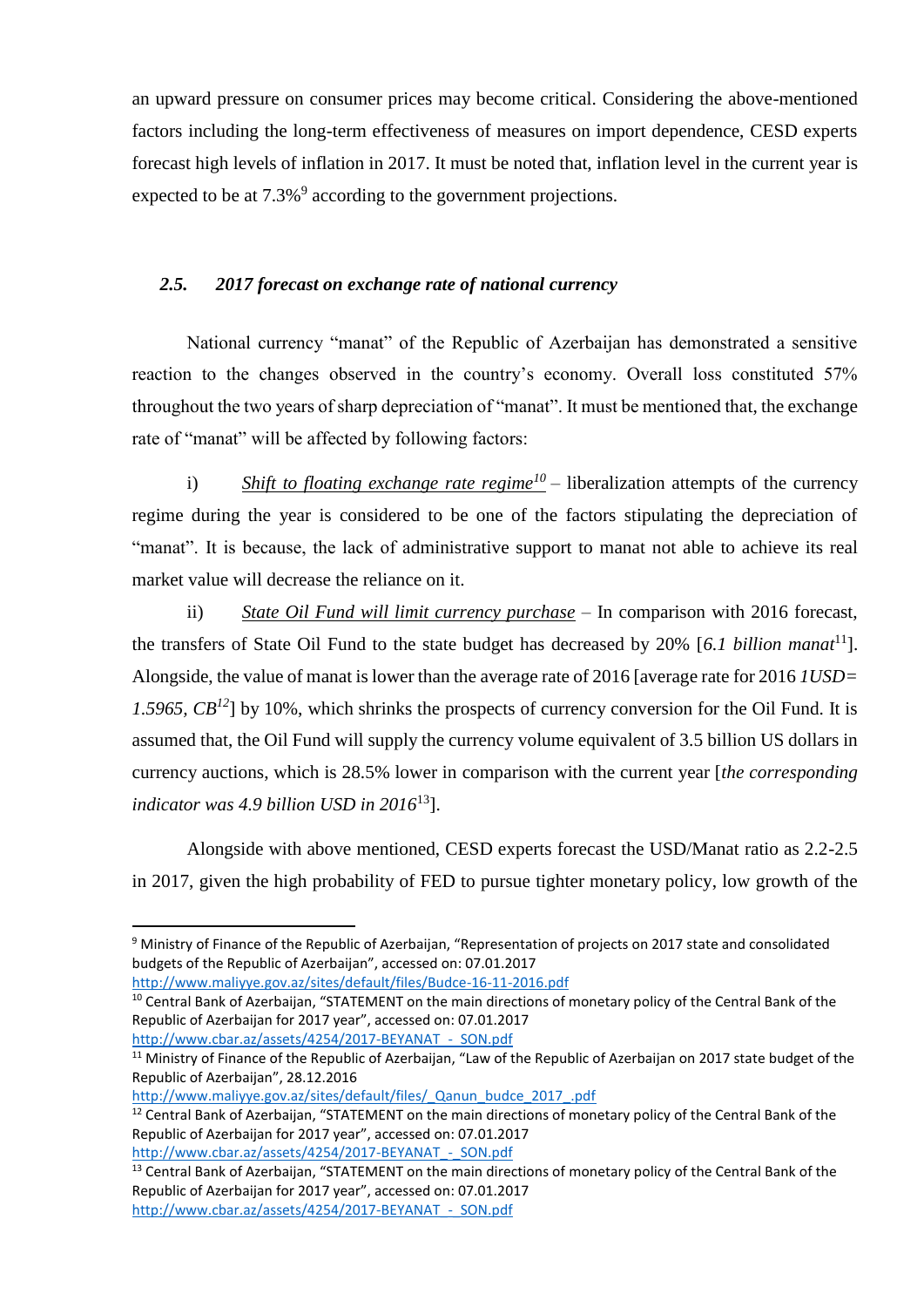an upward pressure on consumer prices may become critical. Considering the above-mentioned factors including the long-term effectiveness of measures on import dependence, CESD experts forecast high levels of inflation in 2017. It must be noted that, inflation level in the current year is expected to be at 7.3%[9] according to the government projections.

### *2.5. 2017 forecast on exchange rate of national currency*

National currency "manat" of the Republic of Azerbaijan has demonstrated a sensitive reaction to the changes observed in the country's economy. Overall loss constituted 57% throughout the two years of sharp depreciation of "manat". It must be mentioned that, the exchange rate of "manat" will be affected by following factors:

i) *Shift to floating exchange rate regime*[10] – liberalization attempts of the currency regime during the year is considered to be one of the factors stipulating the depreciation of "manat". It is because, the lack of administrative support to manat not able to achieve its real market value will decrease the reliance on it.

ii) *State Oil Fund will limit currency purchase* – In comparison with 2016 forecast, the transfers of State Oil Fund to the state budget has decreased by 20% [*6.1 billion manat*[11]]. Alongside, the value of manat is lower than the average rate of 2016 [average rate for 2016 *1USD= 1.5965, CB*[12]] by 10%, which shrinks the prospects of currency conversion for the Oil Fund. It is assumed that, the Oil Fund will supply the currency volume equivalent of 3.5 billion US dollars in currency auctions, which is 28.5% lower in comparison with the current year [*the corresponding indicator was 4.9 billion USD in 2016*[13]].

Alongside with above mentioned, CESD experts forecast the USD/Manat ratio as 2.2-2.5 in 2017, given the high probability of FED to pursue tighter monetary policy, low growth of the

---

[9] Ministry of Finance of the Republic of Azerbaijan, "Representation of projects on 2017 state and consolidated budgets of the Republic of Azerbaijan", accessed on: 07.01.2017 http://www.maliyye.gov.az/sites/default/files/Budce-16-11-2016.pdf

[10] Central Bank of Azerbaijan, "STATEMENT on the main directions of monetary policy of the Central Bank of the Republic of Azerbaijan for 2017 year", accessed on: 07.01.2017 http://www.cbar.az/assets/4254/2017-BEYANAT_-_SON.pdf

[11] Ministry of Finance of the Republic of Azerbaijan, "Law of the Republic of Azerbaijan on 2017 state budget of the Republic of Azerbaijan", 28.12.2016 http://www.maliyye.gov.az/sites/default/files/_Qanun_budce_2017_.pdf

[12] Central Bank of Azerbaijan, "STATEMENT on the main directions of monetary policy of the Central Bank of the Republic of Azerbaijan for 2017 year", accessed on: 07.01.2017 http://www.cbar.az/assets/4254/2017-BEYANAT_-_SON.pdf

[13] Central Bank of Azerbaijan, "STATEMENT on the main directions of monetary policy of the Central Bank of the Republic of Azerbaijan for 2017 year", accessed on: 07.01.2017 http://www.cbar.az/assets/4254/2017-BEYANAT_-_SON.pdf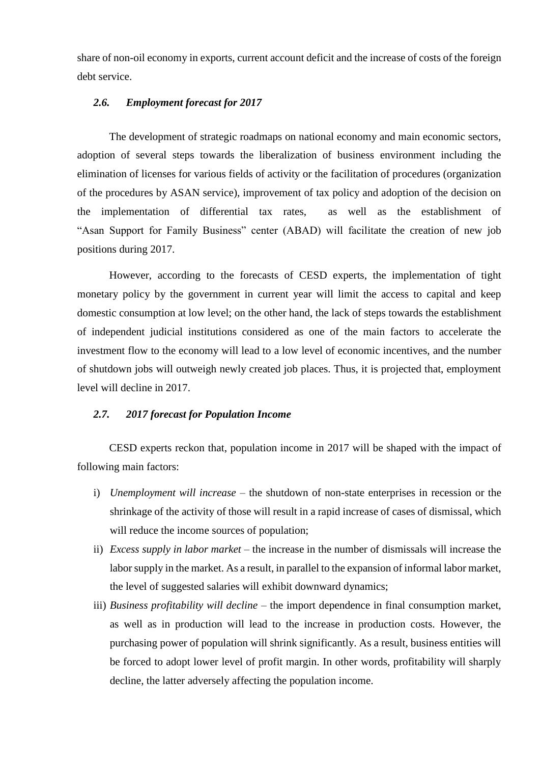share of non-oil economy in exports, current account deficit and the increase of costs of the foreign debt service.

### *2.6. Employment forecast for 2017*

The development of strategic roadmaps on national economy and main economic sectors, adoption of several steps towards the liberalization of business environment including the elimination of licenses for various fields of activity or the facilitation of procedures (organization of the procedures by ASAN service), improvement of tax policy and adoption of the decision on the implementation of differential tax rates, as well as the establishment of "Asan Support for Family Business" center (ABAD) will facilitate the creation of new job positions during 2017.

However, according to the forecasts of CESD experts, the implementation of tight monetary policy by the government in current year will limit the access to capital and keep domestic consumption at low level; on the other hand, the lack of steps towards the establishment of independent judicial institutions considered as one of the main factors to accelerate the investment flow to the economy will lead to a low level of economic incentives, and the number of shutdown jobs will outweigh newly created job places. Thus, it is projected that, employment level will decline in 2017.

### *2.7. 2017 forecast for Population Income*

CESD experts reckon that, population income in 2017 will be shaped with the impact of following main factors:

i) *Unemployment will increase* – the shutdown of non-state enterprises in recession or the shrinkage of the activity of those will result in a rapid increase of cases of dismissal, which will reduce the income sources of population;
ii) *Excess supply in labor market* – the increase in the number of dismissals will increase the labor supply in the market. As a result, in parallel to the expansion of informal labor market, the level of suggested salaries will exhibit downward dynamics;
iii) *Business profitability will decline* – the import dependence in final consumption market, as well as in production will lead to the increase in production costs. However, the purchasing power of population will shrink significantly. As a result, business entities will be forced to adopt lower level of profit margin. In other words, profitability will sharply decline, the latter adversely affecting the population income.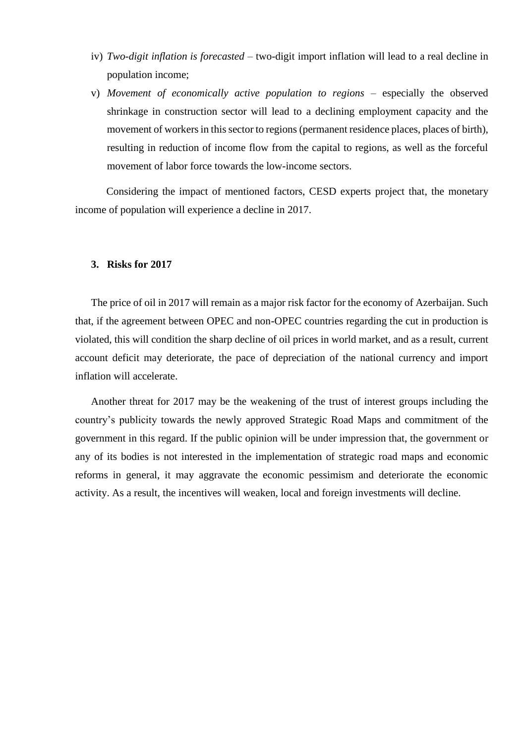iv) *Two-digit inflation is forecasted* – two-digit import inflation will lead to a real decline in population income;

v) *Movement of economically active population to regions* – especially the observed shrinkage in construction sector will lead to a declining employment capacity and the movement of workers in this sector to regions (permanent residence places, places of birth), resulting in reduction of income flow from the capital to regions, as well as the forceful movement of labor force towards the low-income sectors.

Considering the impact of mentioned factors, CESD experts project that, the monetary income of population will experience a decline in 2017.

## 3. Risks for 2017

The price of oil in 2017 will remain as a major risk factor for the economy of Azerbaijan. Such that, if the agreement between OPEC and non-OPEC countries regarding the cut in production is violated, this will condition the sharp decline of oil prices in world market, and as a result, current account deficit may deteriorate, the pace of depreciation of the national currency and import inflation will accelerate.

Another threat for 2017 may be the weakening of the trust of interest groups including the country's publicity towards the newly approved Strategic Road Maps and commitment of the government in this regard. If the public opinion will be under impression that, the government or any of its bodies is not interested in the implementation of strategic road maps and economic reforms in general, it may aggravate the economic pessimism and deteriorate the economic activity. As a result, the incentives will weaken, local and foreign investments will decline.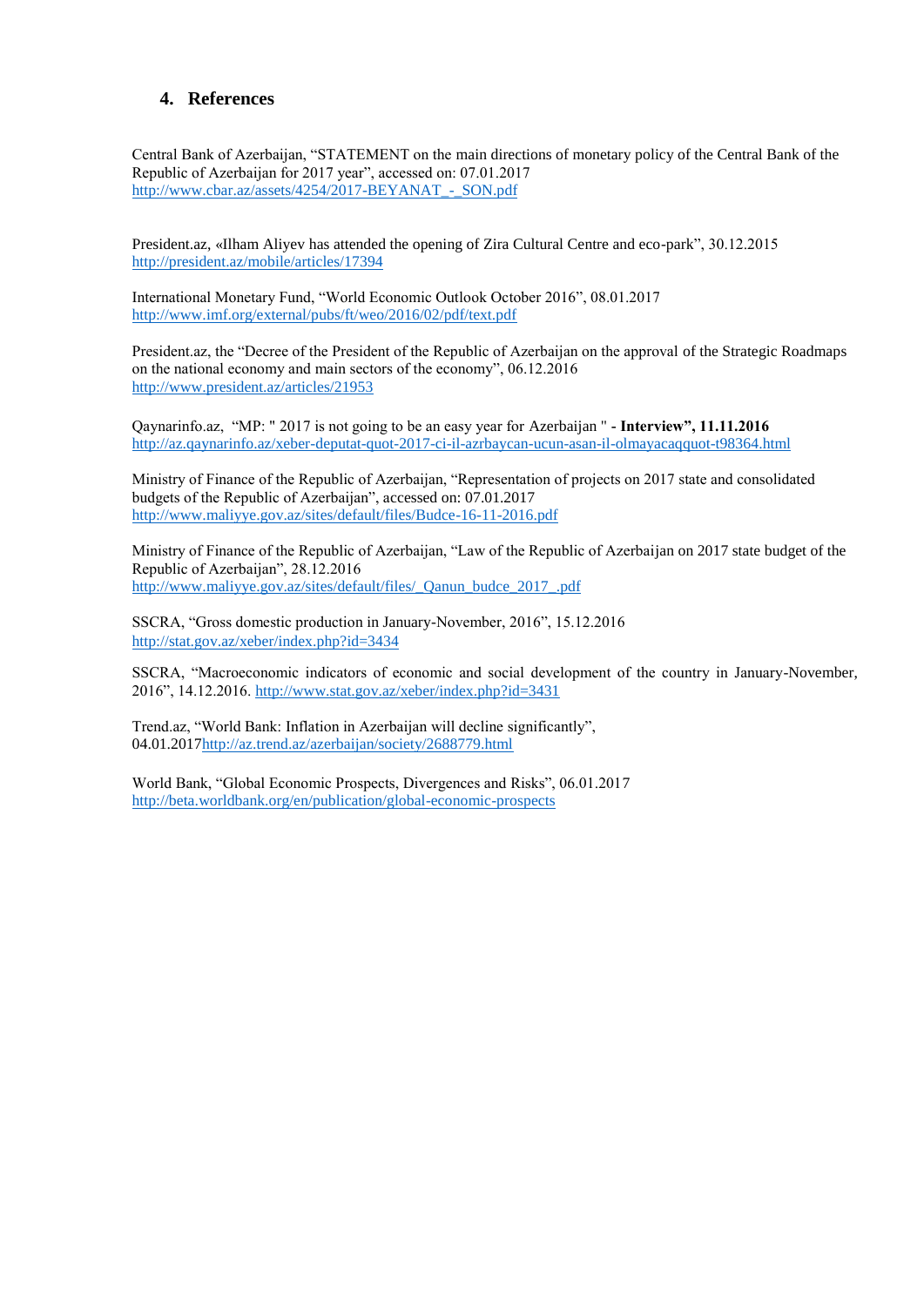## 4. References

Central Bank of Azerbaijan, "STATEMENT on the main directions of monetary policy of the Central Bank of the Republic of Azerbaijan for 2017 year", accessed on: 07.01.2017 http://www.cbar.az/assets/4254/2017-BEYANAT_-_SON.pdf

President.az, «Ilham Aliyev has attended the opening of Zira Cultural Centre and eco-park", 30.12.2015 http://president.az/mobile/articles/17394

International Monetary Fund, "World Economic Outlook October 2016", 08.01.2017 http://www.imf.org/external/pubs/ft/weo/2016/02/pdf/text.pdf

President.az, the "Decree of the President of the Republic of Azerbaijan on the approval of the Strategic Roadmaps on the national economy and main sectors of the economy", 06.12.2016 http://www.president.az/articles/21953

Qaynarinfo.az, "MP: " 2017 is not going to be an easy year for Azerbaijan " **- Interview", 11.11.2016** http://az.qaynarinfo.az/xeber-deputat-quot-2017-ci-il-azrbaycan-ucun-asan-il-olmayacaqquot-t98364.html

Ministry of Finance of the Republic of Azerbaijan, "Representation of projects on 2017 state and consolidated budgets of the Republic of Azerbaijan", accessed on: 07.01.2017 http://www.maliyye.gov.az/sites/default/files/Budce-16-11-2016.pdf

Ministry of Finance of the Republic of Azerbaijan, "Law of the Republic of Azerbaijan on 2017 state budget of the Republic of Azerbaijan", 28.12.2016 http://www.maliyye.gov.az/sites/default/files/_Qanun_budce_2017_.pdf

SSCRA, "Gross domestic production in January-November, 2016", 15.12.2016 http://stat.gov.az/xeber/index.php?id=3434

SSCRA, "Macroeconomic indicators of economic and social development of the country in January-November, 2016", 14.12.2016. http://www.stat.gov.az/xeber/index.php?id=3431

Trend.az, "World Bank: Inflation in Azerbaijan will decline significantly", 04.01.2017http://az.trend.az/azerbaijan/society/2688779.html

World Bank, "Global Economic Prospects, Divergences and Risks", 06.01.2017 http://beta.worldbank.org/en/publication/global-economic-prospects